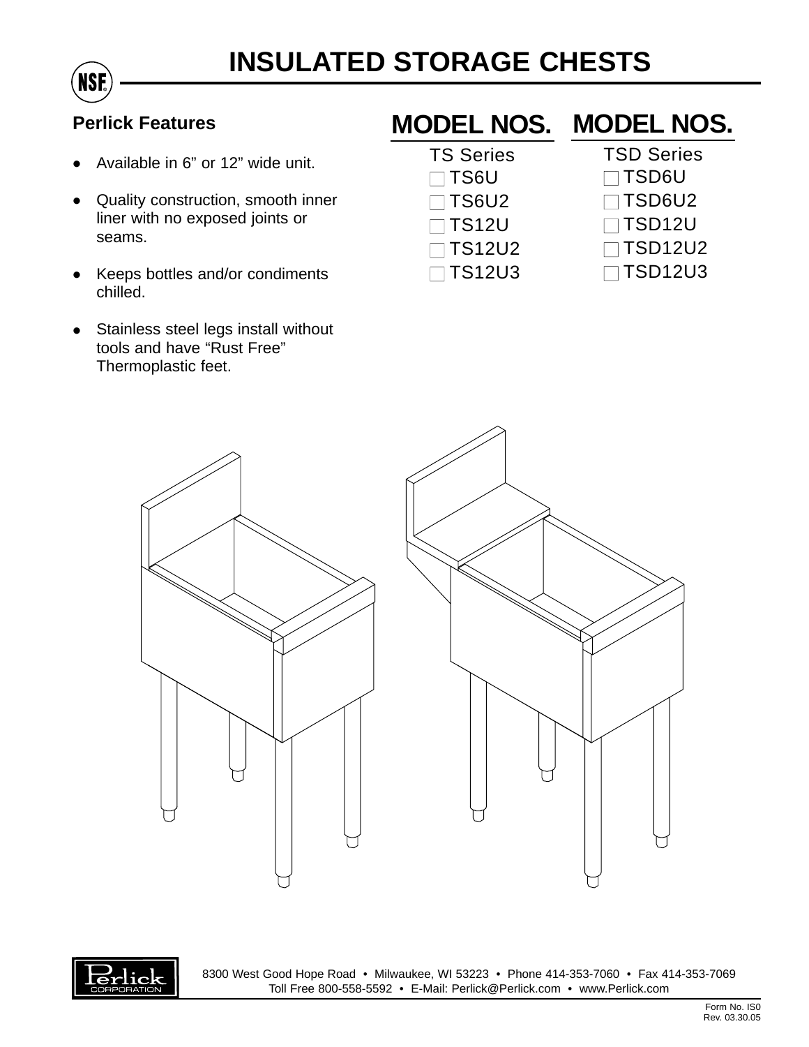# INSULATED STORAGE CHESTS

### Perlick Features

- Available in 6" or 12" wide unit.
- Quality construction, smooth inner liner with no exposed joints or seams.
- Keeps bottles and/or condiments chilled.
- Stainless steel legs install without tools and have "Rust Free" Thermoplastic feet.

## MODEL NOS.

TS Series

- ☐ TS6U
- ☐ TS6U2
- ☐ TS12U
- ☐ TS12U2
- ☐ TS12U3

## MODEL NOS.

TSD Series

- ☐ TSD6U
- ☐ TSD6U2
- ☐ TSD12U
- ☐ TSD12U2
- ☐ TSD12U3

Perlick CORPORATION

8300 West Good Hope Road • Milwaukee, WI 53223 • Phone 414-353-7060 • Fax 414-353-7069
Toll Free 800-558-5592 • E-Mail: Perlick@Perlick.com • www.Perlick.com

Form No. IS0
Rev. 03.30.05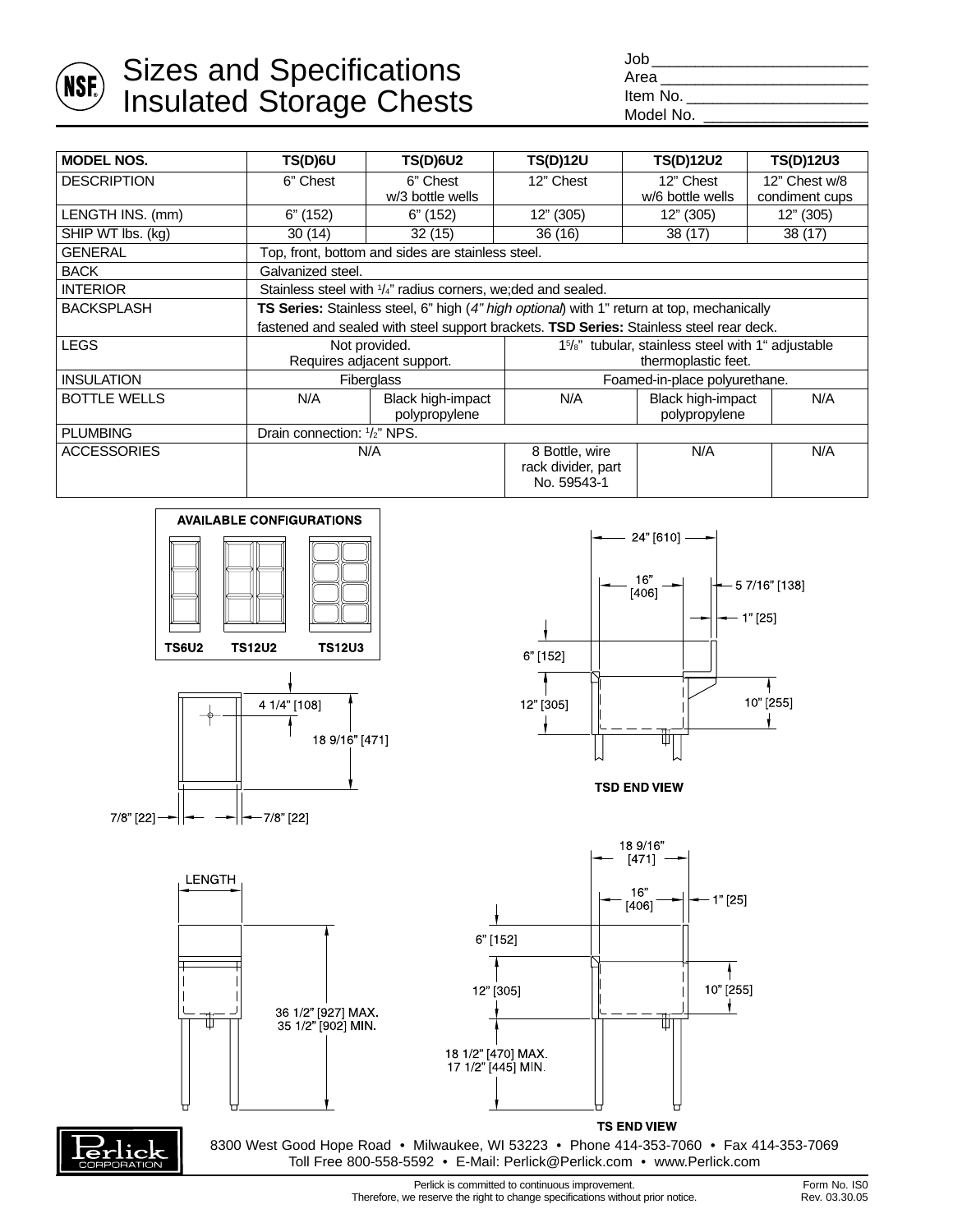# Sizes and Specifications Insulated Storage Chests

Job ________________________
Area ________________________
Item No. ____________________
Model No. ___________________

| MODEL NOS. | TS(D)6U | TS(D)6U2 | TS(D)12U | TS(D)12U2 | TS(D)12U3 |
|---|---|---|---|---|---|
| DESCRIPTION | 6" Chest | 6" Chest w/3 bottle wells | 12" Chest | 12" Chest w/6 bottle wells | 12" Chest w/8 condiment cups |
| LENGTH INS. (mm) | 6" (152) | 6" (152) | 12" (305) | 12" (305) | 12" (305) |
| SHIP WT lbs. (kg) | 30 (14) | 32 (15) | 36 (16) | 38 (17) | 38 (17) |
| GENERAL | Top, front, bottom and sides are stainless steel. | | | | |
| BACK | Galvanized steel. | | | | |
| INTERIOR | Stainless steel with 1/4" radius corners, we;ded and sealed. | | | | |
| BACKSPLASH | **TS Series:** Stainless steel, 6" high (*4" high optional*) with 1" return at top, mechanically fastened and sealed with steel support brackets. **TSD Series:** Stainless steel rear deck. | | | | |
| LEGS | Not provided. Requires adjacent support. | | 1 5/8" tubular, stainless steel with 1" adjustable thermoplastic feet. | | |
| INSULATION | Fiberglass | | Foamed-in-place polyurethane. | | |
| BOTTLE WELLS | N/A | Black high-impact polypropylene | N/A | Black high-impact polypropylene | N/A |
| PLUMBING | Drain connection: 1/2" NPS. | | | | |
| ACCESSORIES | N/A | | 8 Bottle, wire rack divider, part No. 59543-1 | N/A | N/A |

AVAILABLE CONFIGURATIONS

TS6U2 TS12U2 TS12U3

4 1/4" [108]
18 9/16" [471]
7/8" [22]
7/8" [22]

24" [610]
16" [406]
5 7/16" [138]
1" [25]
6" [152]
12" [305]
10" [255]

TSD END VIEW

LENGTH
36 1/2" [927] MAX.
35 1/2" [902] MIN.

18 9/16" [471]
16" [406]
1" [25]
6" [152]
12" [305]
10" [255]
18 1/2" [470] MAX.
17 1/2" [445] MIN.

TS END VIEW

Perlick CORPORATION

8300 West Good Hope Road • Milwaukee, WI 53223 • Phone 414-353-7060 • Fax 414-353-7069
Toll Free 800-558-5592 • E-Mail: Perlick@Perlick.com • www.Perlick.com

Perlick is committed to continuous improvement.
Therefore, we reserve the right to change specifications without prior notice.

Form No. IS0
Rev. 03.30.05